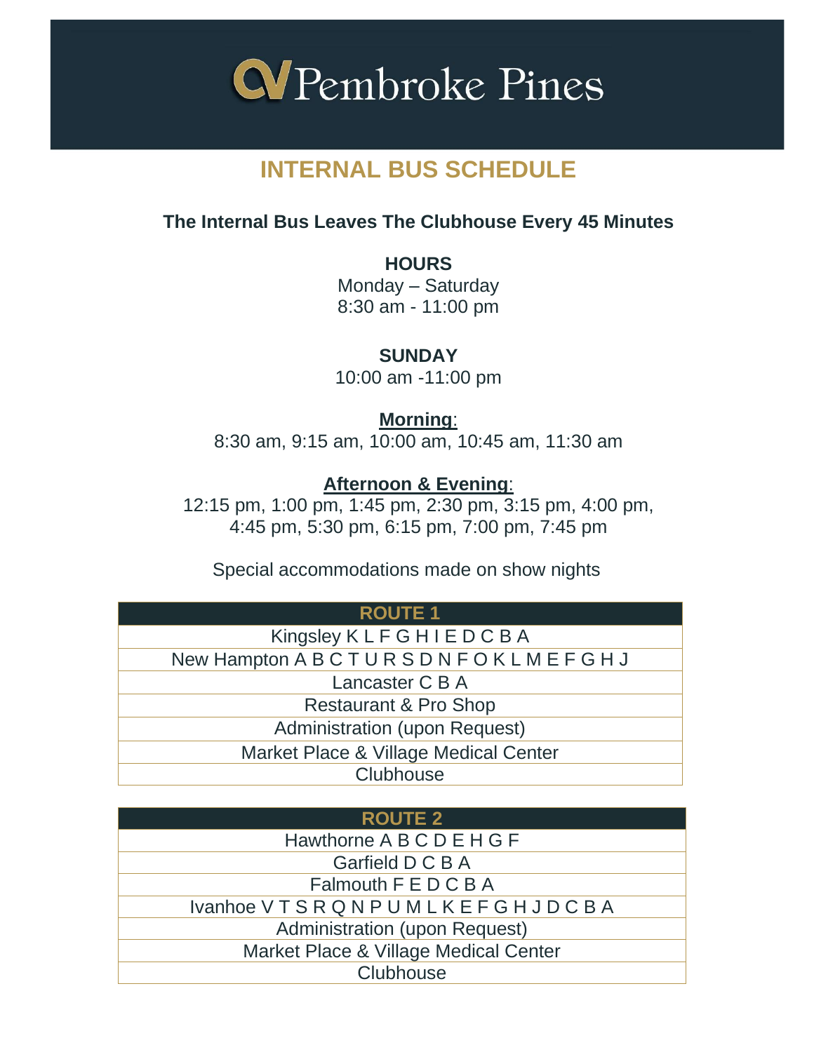# CV Pembroke Pines

## INTERNAL BUS SCHEDULE

**The Internal Bus Leaves The Clubhouse Every 45 Minutes**

**HOURS**
Monday – Saturday
8:30 am - 11:00 pm

**SUNDAY**
10:00 am -11:00 pm

**Morning**:
8:30 am, 9:15 am, 10:00 am, 10:45 am, 11:30 am

**Afternoon & Evening**:
12:15 pm, 1:00 pm, 1:45 pm, 2:30 pm, 3:15 pm, 4:00 pm, 4:45 pm, 5:30 pm, 6:15 pm, 7:00 pm, 7:45 pm

Special accommodations made on show nights

| ROUTE 1 |
|---|
| Kingsley K L F G H I E D C B A |
| New Hampton A B C T U R S D N F O K L M E F G H J |
| Lancaster C B A |
| Restaurant & Pro Shop |
| Administration (upon Request) |
| Market Place & Village Medical Center |
| Clubhouse |

| ROUTE 2 |
|---|
| Hawthorne A B C D E H G F |
| Garfield D C B A |
| Falmouth F E D C B A |
| Ivanhoe V T S R Q N P U M L K E F G H J D C B A |
| Administration (upon Request) |
| Market Place & Village Medical Center |
| Clubhouse |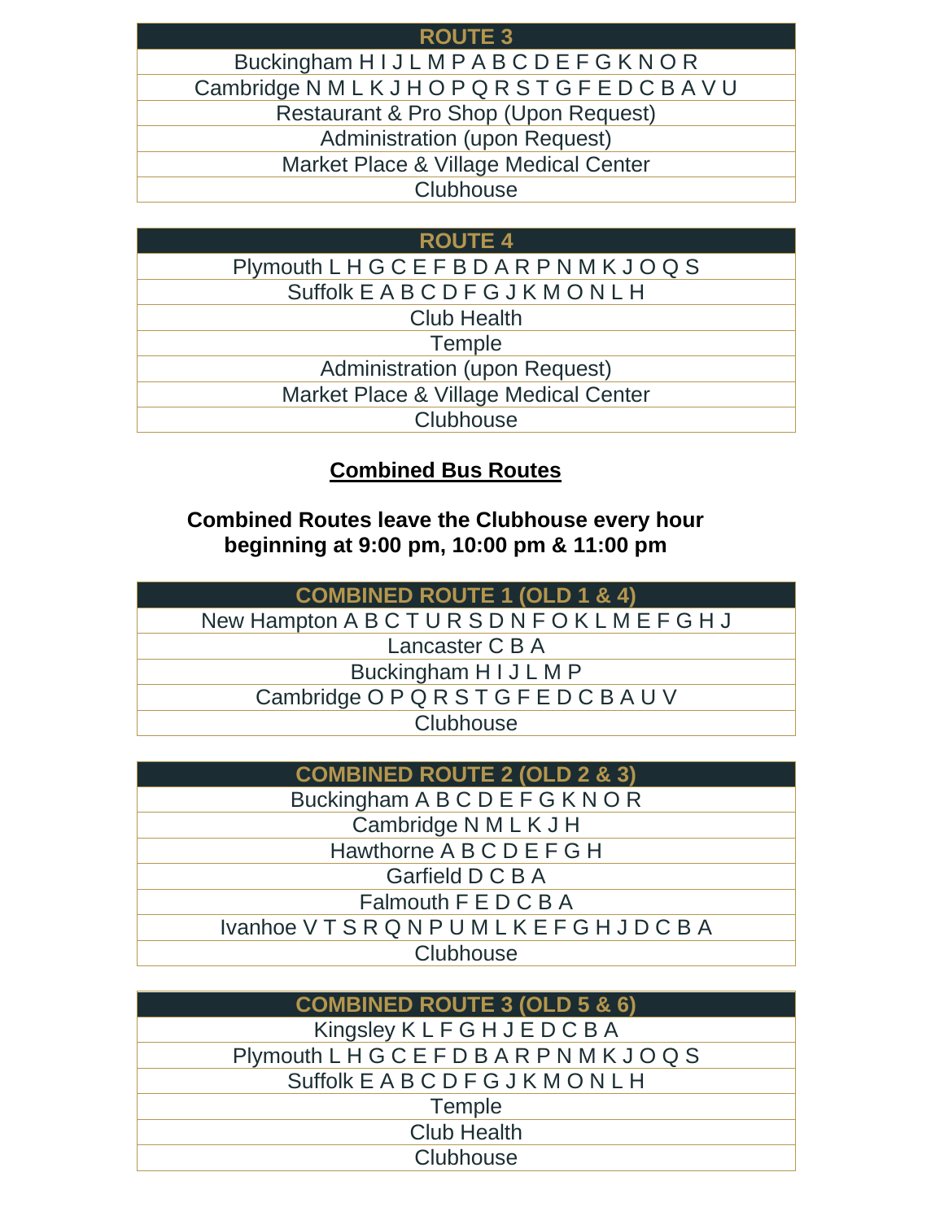| ROUTE 3 |
| --- |
| Buckingham H I J L M P A B C D E F G K N O R |
| Cambridge N M L K J H O P Q R S T G F E D C B A V U |
| Restaurant & Pro Shop (Upon Request) |
| Administration (upon Request) |
| Market Place & Village Medical Center |
| Clubhouse |

| ROUTE 4 |
| --- |
| Plymouth L H G C E F B D A R P N M K J O Q S |
| Suffolk E A B C D F G J K M O N L H |
| Club Health |
| Temple |
| Administration (upon Request) |
| Market Place & Village Medical Center |
| Clubhouse |

## Combined Bus Routes

**Combined Routes leave the Clubhouse every hour beginning at 9:00 pm, 10:00 pm & 11:00 pm**

| COMBINED ROUTE 1 (OLD 1 & 4) |
| --- |
| New Hampton A B C T U R S D N F O K L M E F G H J |
| Lancaster C B A |
| Buckingham H I J L M P |
| Cambridge O P Q R S T G F E D C B A U V |
| Clubhouse |

| COMBINED ROUTE 2 (OLD 2 & 3) |
| --- |
| Buckingham A B C D E F G K N O R |
| Cambridge N M L K J H |
| Hawthorne A B C D E F G H |
| Garfield D C B A |
| Falmouth F E D C B A |
| Ivanhoe V T S R Q N P U M L K E F G H J D C B A |
| Clubhouse |

| COMBINED ROUTE 3 (OLD 5 & 6) |
| --- |
| Kingsley K L F G H J E D C B A |
| Plymouth L H G C E F D B A R P N M K J O Q S |
| Suffolk E A B C D F G J K M O N L H |
| Temple |
| Club Health |
| Clubhouse |